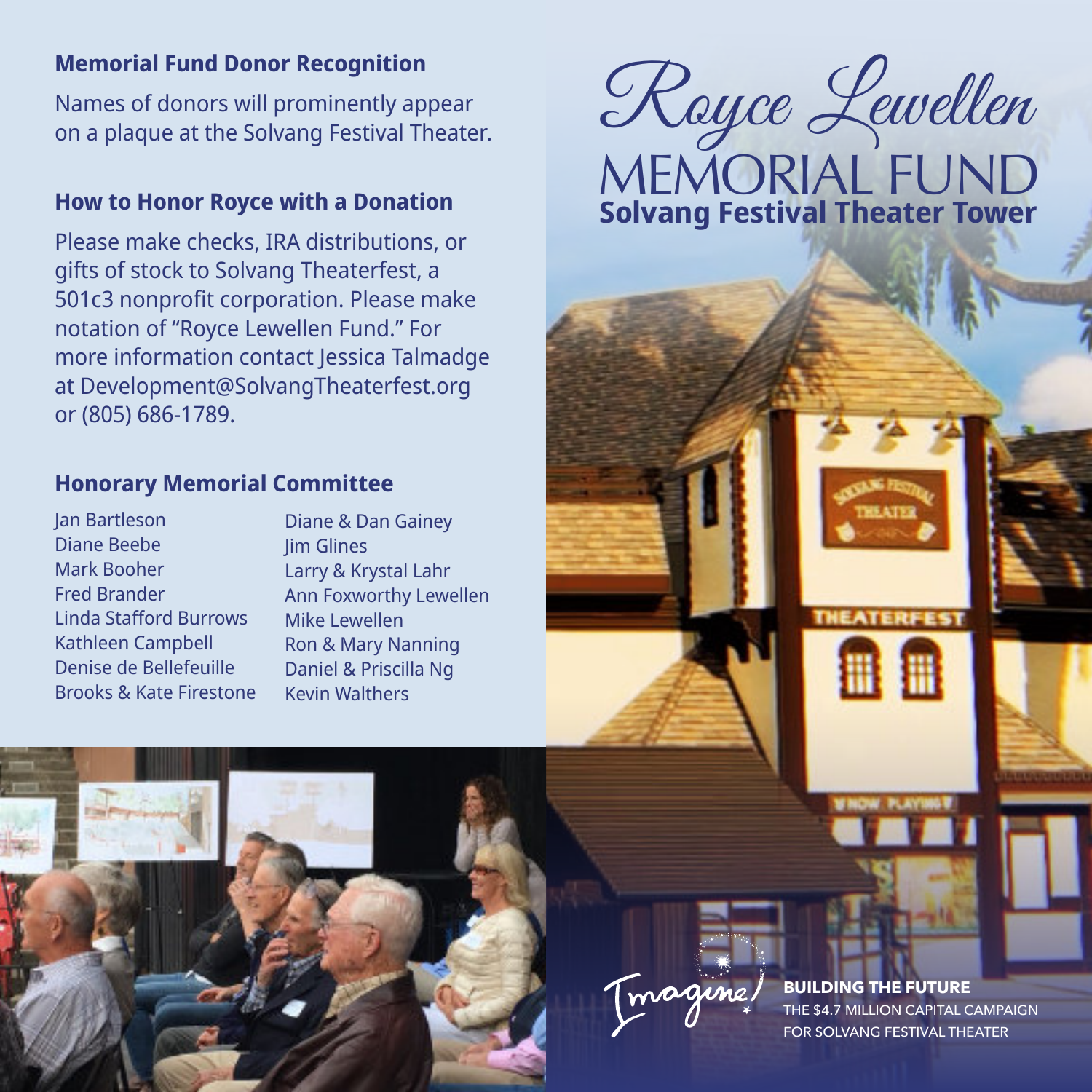# Royce Lewellen MEMORIAL FUND

## Solvang Festival Theater Tower

### Memorial Fund Donor Recognition

Names of donors will prominently appear on a plaque at the Solvang Festival Theater.

### How to Honor Royce with a Donation

Please make checks, IRA distributions, or gifts of stock to Solvang Theaterfest, a 501c3 nonprofit corporation. Please make notation of "Royce Lewellen Fund." For more information contact Jessica Talmadge at Development@SolvangTheaterfest.org or (805) 686-1789.

### Honorary Memorial Committee

Jan Bartleson
Diane Beebe
Mark Booher
Fred Brander
Linda Stafford Burrows
Kathleen Campbell
Denise de Bellefeuille
Brooks & Kate Firestone
Diane & Dan Gainey
Jim Glines
Larry & Krystal Lahr
Ann Foxworthy Lewellen
Mike Lewellen
Ron & Mary Nanning
Daniel & Priscilla Ng
Kevin Walthers

Imagine!

**BUILDING THE FUTURE**

THE $4.7 MILLION CAPITAL CAMPAIGN FOR SOLVANG FESTIVAL THEATER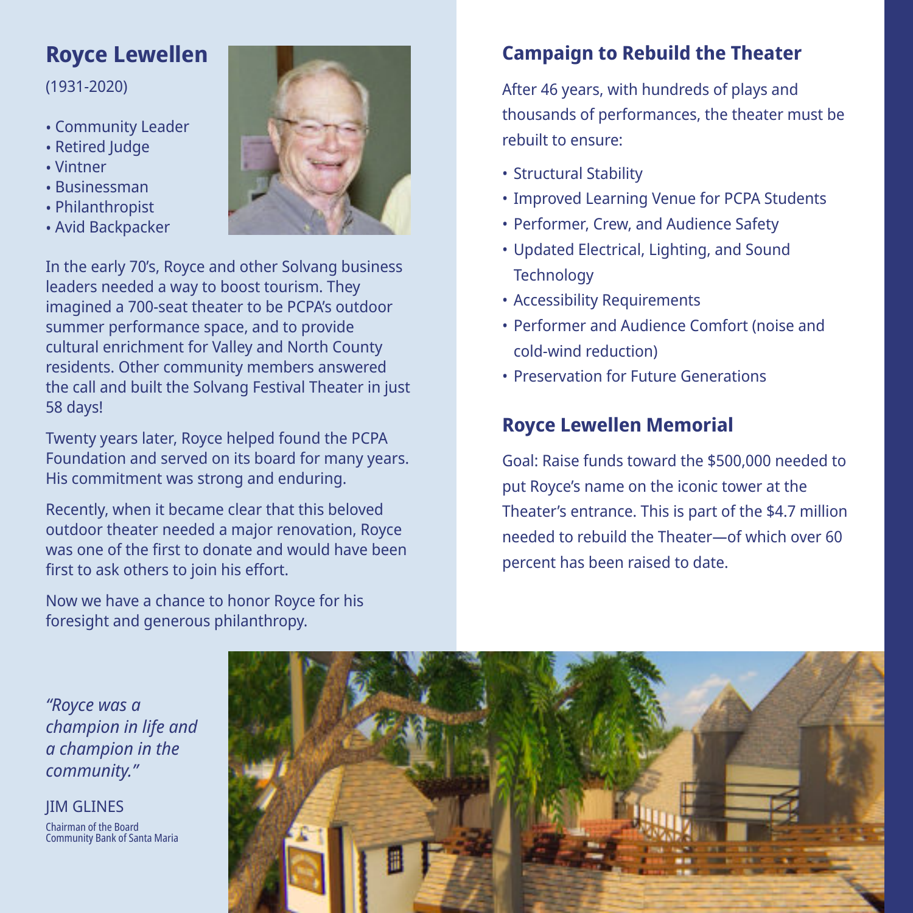## Royce Lewellen

(1931-2020)

- Community Leader
- Retired Judge
- Vintner
- Businessman
- Philanthropist
- Avid Backpacker

In the early 70's, Royce and other Solvang business leaders needed a way to boost tourism. They imagined a 700-seat theater to be PCPA's outdoor summer performance space, and to provide cultural enrichment for Valley and North County residents. Other community members answered the call and built the Solvang Festival Theater in just 58 days!

Twenty years later, Royce helped found the PCPA Foundation and served on its board for many years. His commitment was strong and enduring.

Recently, when it became clear that this beloved outdoor theater needed a major renovation, Royce was one of the first to donate and would have been first to ask others to join his effort.

Now we have a chance to honor Royce for his foresight and generous philanthropy.

*"Royce was a champion in life and a champion in the community."*

JIM GLINES
Chairman of the Board
Community Bank of Santa Maria

## Campaign to Rebuild the Theater

After 46 years, with hundreds of plays and thousands of performances, the theater must be rebuilt to ensure:

- Structural Stability
- Improved Learning Venue for PCPA Students
- Performer, Crew, and Audience Safety
- Updated Electrical, Lighting, and Sound Technology
- Accessibility Requirements
- Performer and Audience Comfort (noise and cold-wind reduction)
- Preservation for Future Generations

## Royce Lewellen Memorial

Goal: Raise funds toward the $500,000 needed to put Royce's name on the iconic tower at the Theater's entrance. This is part of the $4.7 million needed to rebuild the Theater—of which over 60 percent has been raised to date.